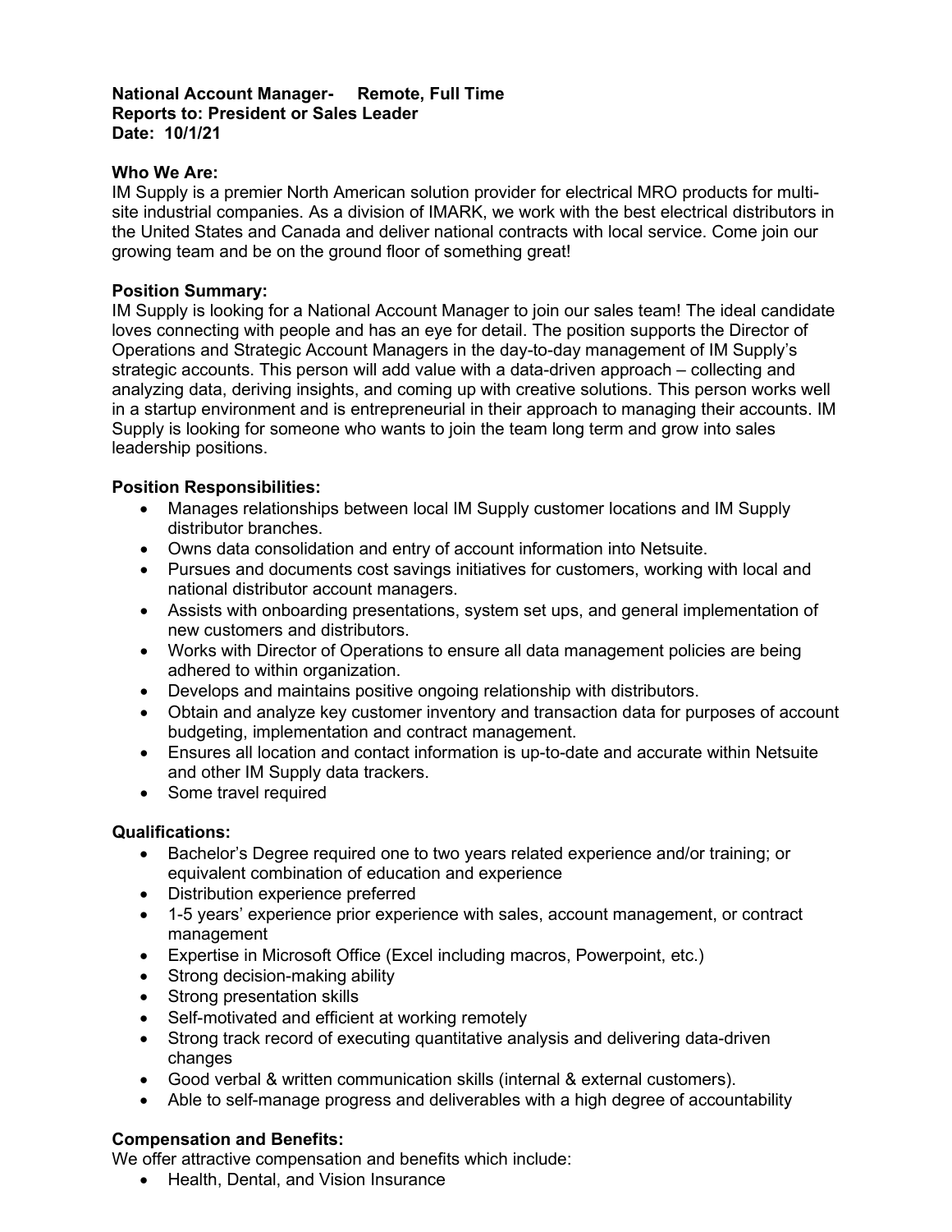**National Account Manager- Remote, Full Time**
**Reports to: President or Sales Leader**
**Date: 10/1/21**

## Who We Are:

IM Supply is a premier North American solution provider for electrical MRO products for multi-site industrial companies. As a division of IMARK, we work with the best electrical distributors in the United States and Canada and deliver national contracts with local service. Come join our growing team and be on the ground floor of something great!

## Position Summary:

IM Supply is looking for a National Account Manager to join our sales team! The ideal candidate loves connecting with people and has an eye for detail. The position supports the Director of Operations and Strategic Account Managers in the day-to-day management of IM Supply's strategic accounts. This person will add value with a data-driven approach – collecting and analyzing data, deriving insights, and coming up with creative solutions. This person works well in a startup environment and is entrepreneurial in their approach to managing their accounts. IM Supply is looking for someone who wants to join the team long term and grow into sales leadership positions.

## Position Responsibilities:

- Manages relationships between local IM Supply customer locations and IM Supply distributor branches.
- Owns data consolidation and entry of account information into Netsuite.
- Pursues and documents cost savings initiatives for customers, working with local and national distributor account managers.
- Assists with onboarding presentations, system set ups, and general implementation of new customers and distributors.
- Works with Director of Operations to ensure all data management policies are being adhered to within organization.
- Develops and maintains positive ongoing relationship with distributors.
- Obtain and analyze key customer inventory and transaction data for purposes of account budgeting, implementation and contract management.
- Ensures all location and contact information is up-to-date and accurate within Netsuite and other IM Supply data trackers.
- Some travel required

## Qualifications:

- Bachelor's Degree required one to two years related experience and/or training; or equivalent combination of education and experience
- Distribution experience preferred
- 1-5 years' experience prior experience with sales, account management, or contract management
- Expertise in Microsoft Office (Excel including macros, Powerpoint, etc.)
- Strong decision-making ability
- Strong presentation skills
- Self-motivated and efficient at working remotely
- Strong track record of executing quantitative analysis and delivering data-driven changes
- Good verbal & written communication skills (internal & external customers).
- Able to self-manage progress and deliverables with a high degree of accountability

## Compensation and Benefits:

We offer attractive compensation and benefits which include:

- Health, Dental, and Vision Insurance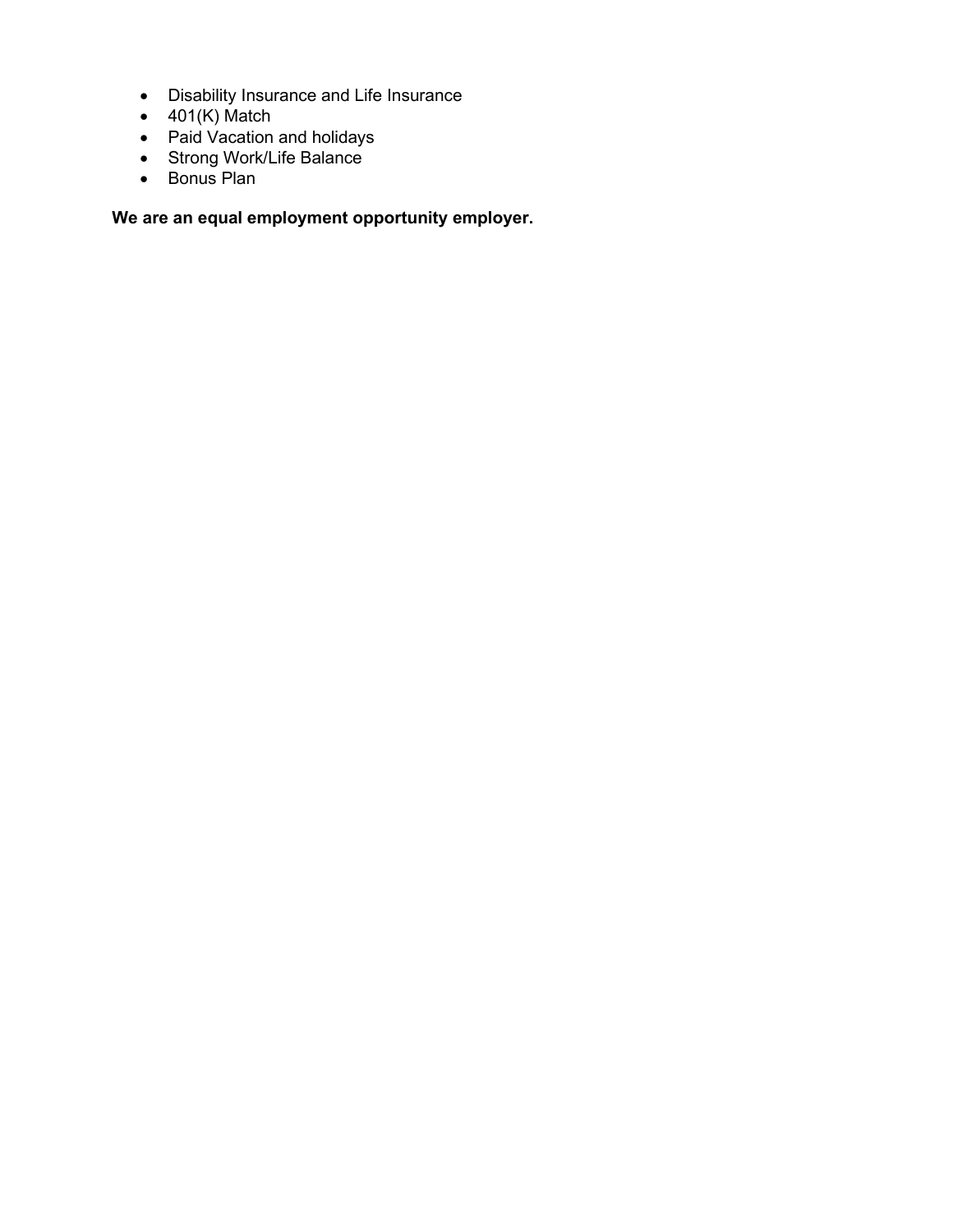- Disability Insurance and Life Insurance
- 401(K) Match
- Paid Vacation and holidays
- Strong Work/Life Balance
- Bonus Plan

**We are an equal employment opportunity employer.**